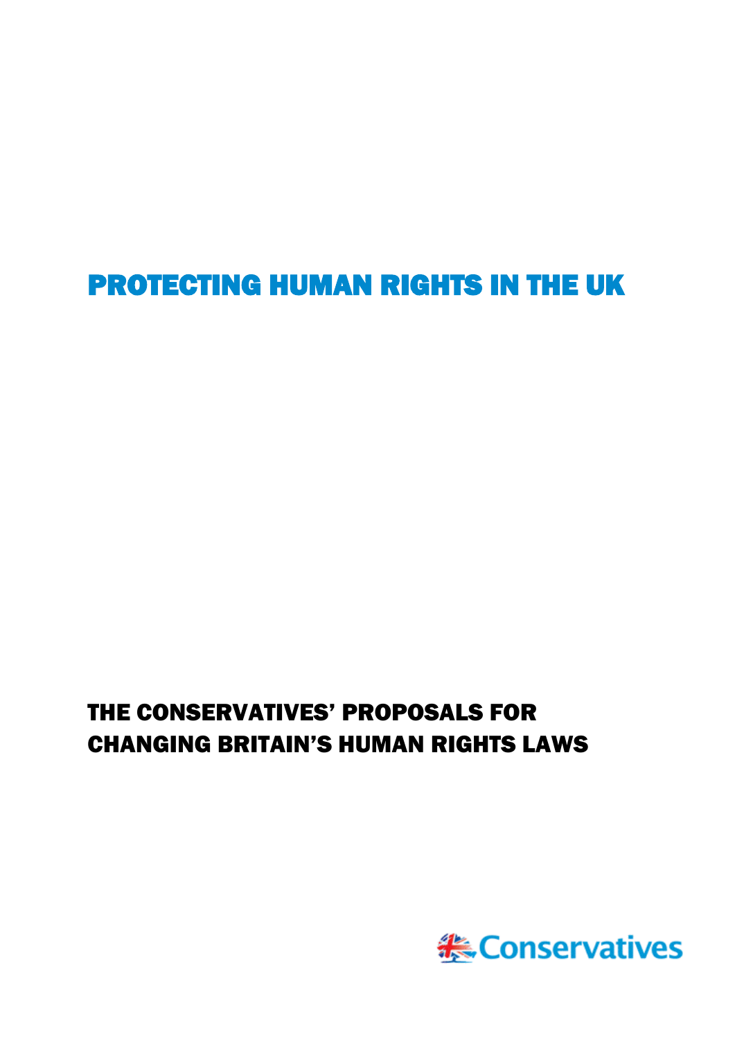# PROTECTING HUMAN RIGHTS IN THE UK

## THE CONSERVATIVES' PROPOSALS FOR CHANGING BRITAIN'S HUMAN RIGHTS LAWS

Conservatives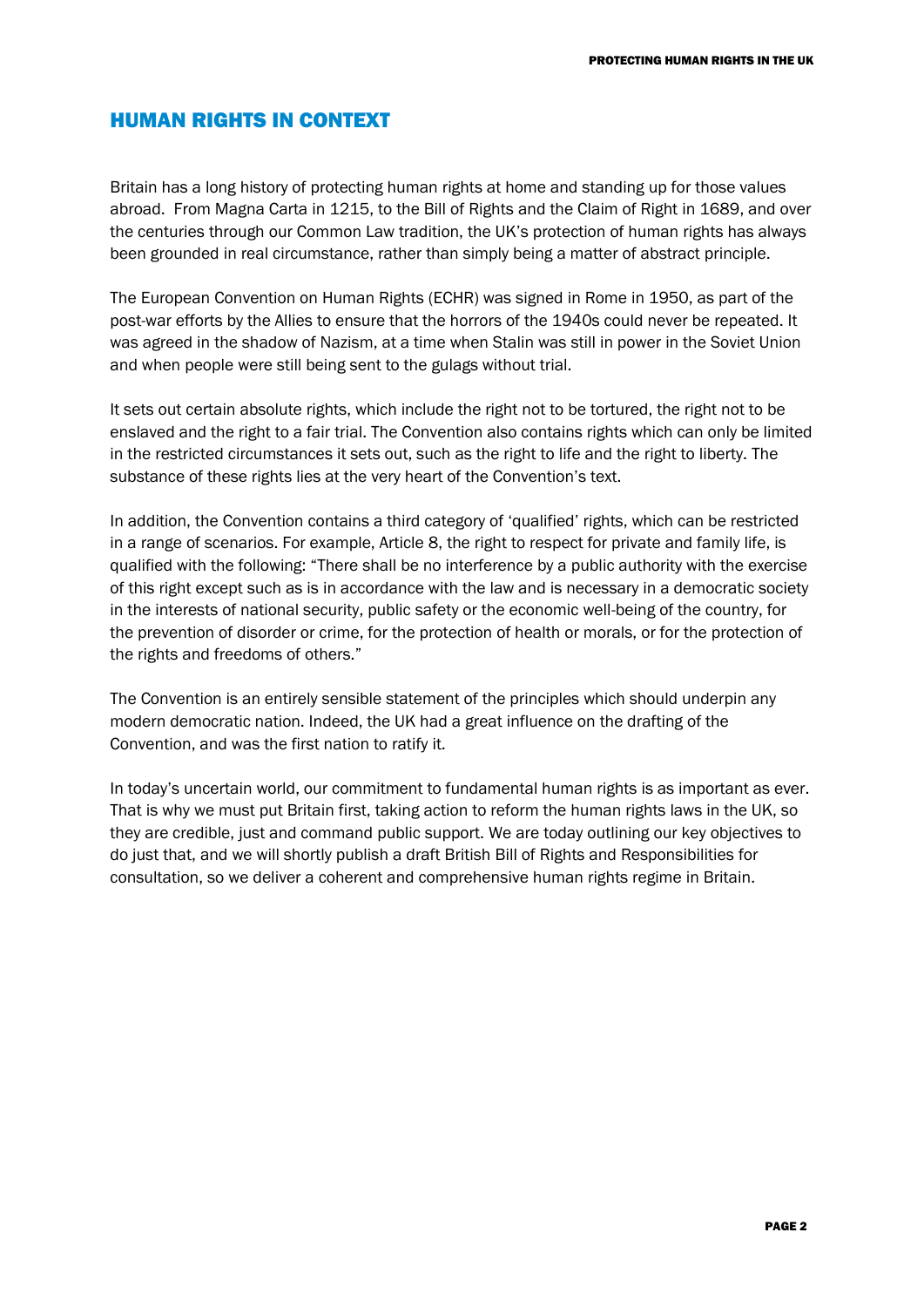## HUMAN RIGHTS IN CONTEXT

Britain has a long history of protecting human rights at home and standing up for those values abroad. From Magna Carta in 1215, to the Bill of Rights and the Claim of Right in 1689, and over the centuries through our Common Law tradition, the UK's protection of human rights has always been grounded in real circumstance, rather than simply being a matter of abstract principle.

The European Convention on Human Rights (ECHR) was signed in Rome in 1950, as part of the post-war efforts by the Allies to ensure that the horrors of the 1940s could never be repeated. It was agreed in the shadow of Nazism, at a time when Stalin was still in power in the Soviet Union and when people were still being sent to the gulags without trial.

It sets out certain absolute rights, which include the right not to be tortured, the right not to be enslaved and the right to a fair trial. The Convention also contains rights which can only be limited in the restricted circumstances it sets out, such as the right to life and the right to liberty. The substance of these rights lies at the very heart of the Convention's text.

In addition, the Convention contains a third category of 'qualified' rights, which can be restricted in a range of scenarios. For example, Article 8, the right to respect for private and family life, is qualified with the following: "There shall be no interference by a public authority with the exercise of this right except such as is in accordance with the law and is necessary in a democratic society in the interests of national security, public safety or the economic well-being of the country, for the prevention of disorder or crime, for the protection of health or morals, or for the protection of the rights and freedoms of others."

The Convention is an entirely sensible statement of the principles which should underpin any modern democratic nation. Indeed, the UK had a great influence on the drafting of the Convention, and was the first nation to ratify it.

In today's uncertain world, our commitment to fundamental human rights is as important as ever. That is why we must put Britain first, taking action to reform the human rights laws in the UK, so they are credible, just and command public support. We are today outlining our key objectives to do just that, and we will shortly publish a draft British Bill of Rights and Responsibilities for consultation, so we deliver a coherent and comprehensive human rights regime in Britain.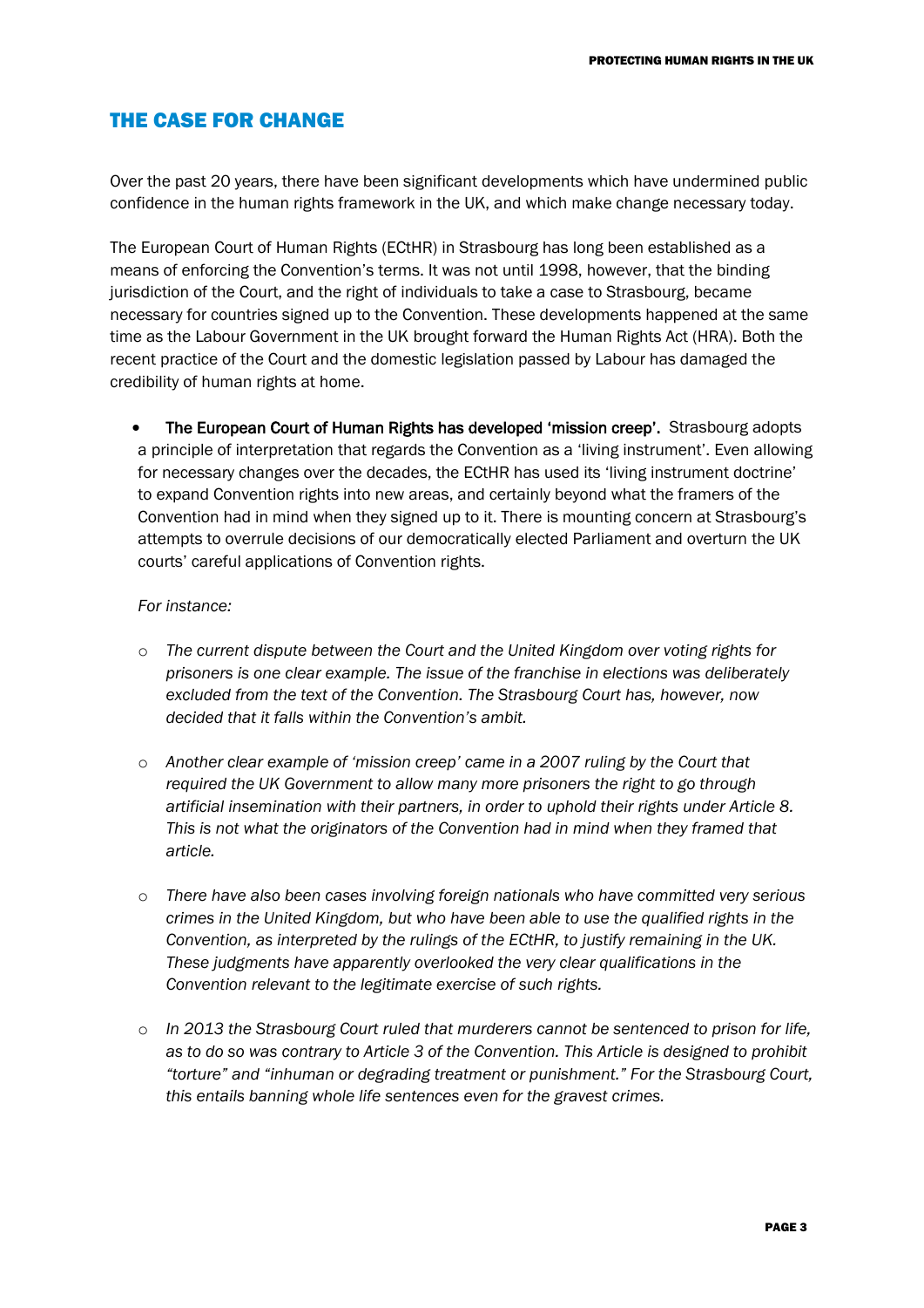## THE CASE FOR CHANGE

Over the past 20 years, there have been significant developments which have undermined public confidence in the human rights framework in the UK, and which make change necessary today.

The European Court of Human Rights (ECtHR) in Strasbourg has long been established as a means of enforcing the Convention's terms. It was not until 1998, however, that the binding jurisdiction of the Court, and the right of individuals to take a case to Strasbourg, became necessary for countries signed up to the Convention. These developments happened at the same time as the Labour Government in the UK brought forward the Human Rights Act (HRA). Both the recent practice of the Court and the domestic legislation passed by Labour has damaged the credibility of human rights at home.

- **The European Court of Human Rights has developed 'mission creep'.** Strasbourg adopts a principle of interpretation that regards the Convention as a 'living instrument'. Even allowing for necessary changes over the decades, the ECtHR has used its 'living instrument doctrine' to expand Convention rights into new areas, and certainly beyond what the framers of the Convention had in mind when they signed up to it. There is mounting concern at Strasbourg's attempts to overrule decisions of our democratically elected Parliament and overturn the UK courts' careful applications of Convention rights.

  *For instance:*

  - *The current dispute between the Court and the United Kingdom over voting rights for prisoners is one clear example. The issue of the franchise in elections was deliberately excluded from the text of the Convention. The Strasbourg Court has, however, now decided that it falls within the Convention's ambit.*

  - *Another clear example of 'mission creep' came in a 2007 ruling by the Court that required the UK Government to allow many more prisoners the right to go through artificial insemination with their partners, in order to uphold their rights under Article 8. This is not what the originators of the Convention had in mind when they framed that article.*

  - *There have also been cases involving foreign nationals who have committed very serious crimes in the United Kingdom, but who have been able to use the qualified rights in the Convention, as interpreted by the rulings of the ECtHR, to justify remaining in the UK. These judgments have apparently overlooked the very clear qualifications in the Convention relevant to the legitimate exercise of such rights.*

  - *In 2013 the Strasbourg Court ruled that murderers cannot be sentenced to prison for life, as to do so was contrary to Article 3 of the Convention. This Article is designed to prohibit "torture" and "inhuman or degrading treatment or punishment." For the Strasbourg Court, this entails banning whole life sentences even for the gravest crimes.*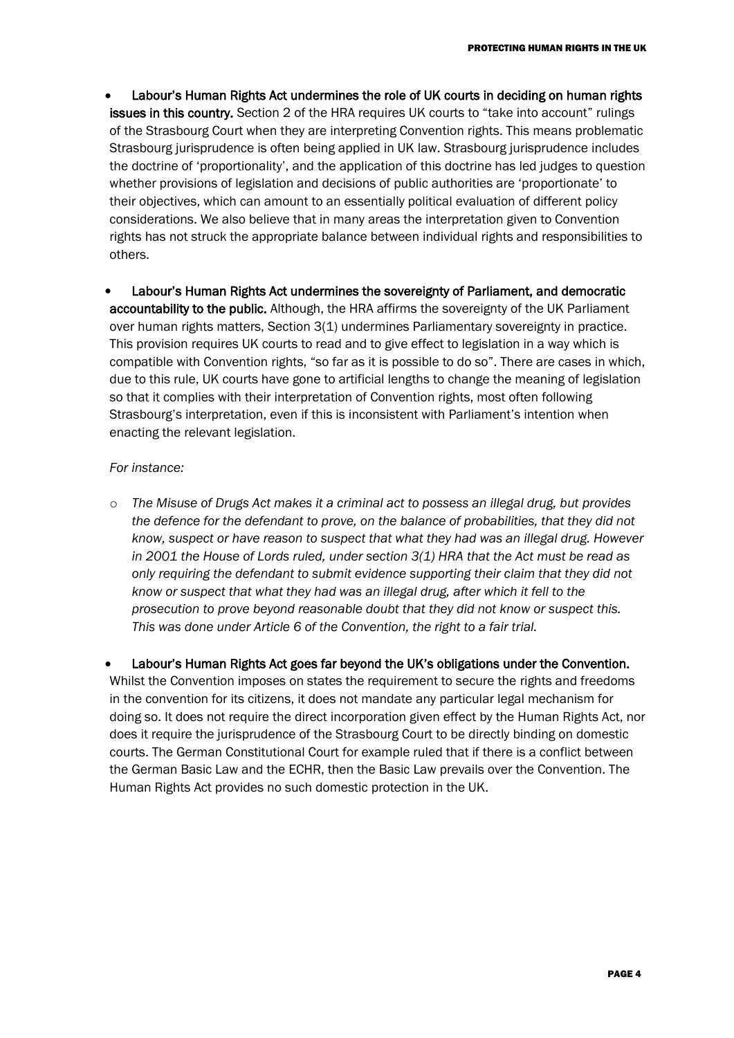- **Labour's Human Rights Act undermines the role of UK courts in deciding on human rights issues in this country.** Section 2 of the HRA requires UK courts to "take into account" rulings of the Strasbourg Court when they are interpreting Convention rights. This means problematic Strasbourg jurisprudence is often being applied in UK law. Strasbourg jurisprudence includes the doctrine of 'proportionality', and the application of this doctrine has led judges to question whether provisions of legislation and decisions of public authorities are 'proportionate' to their objectives, which can amount to an essentially political evaluation of different policy considerations. We also believe that in many areas the interpretation given to Convention rights has not struck the appropriate balance between individual rights and responsibilities to others.

- **Labour's Human Rights Act undermines the sovereignty of Parliament, and democratic accountability to the public.** Although, the HRA affirms the sovereignty of the UK Parliament over human rights matters, Section 3(1) undermines Parliamentary sovereignty in practice. This provision requires UK courts to read and to give effect to legislation in a way which is compatible with Convention rights, "so far as it is possible to do so". There are cases in which, due to this rule, UK courts have gone to artificial lengths to change the meaning of legislation so that it complies with their interpretation of Convention rights, most often following Strasbourg's interpretation, even if this is inconsistent with Parliament's intention when enacting the relevant legislation.

  *For instance:*

  - *The Misuse of Drugs Act makes it a criminal act to possess an illegal drug, but provides the defence for the defendant to prove, on the balance of probabilities, that they did not know, suspect or have reason to suspect that what they had was an illegal drug. However in 2001 the House of Lords ruled, under section 3(1) HRA that the Act must be read as only requiring the defendant to submit evidence supporting their claim that they did not know or suspect that what they had was an illegal drug, after which it fell to the prosecution to prove beyond reasonable doubt that they did not know or suspect this. This was done under Article 6 of the Convention, the right to a fair trial.*

- **Labour's Human Rights Act goes far beyond the UK's obligations under the Convention.** Whilst the Convention imposes on states the requirement to secure the rights and freedoms in the convention for its citizens, it does not mandate any particular legal mechanism for doing so. It does not require the direct incorporation given effect by the Human Rights Act, nor does it require the jurisprudence of the Strasbourg Court to be directly binding on domestic courts. The German Constitutional Court for example ruled that if there is a conflict between the German Basic Law and the ECHR, then the Basic Law prevails over the Convention. The Human Rights Act provides no such domestic protection in the UK.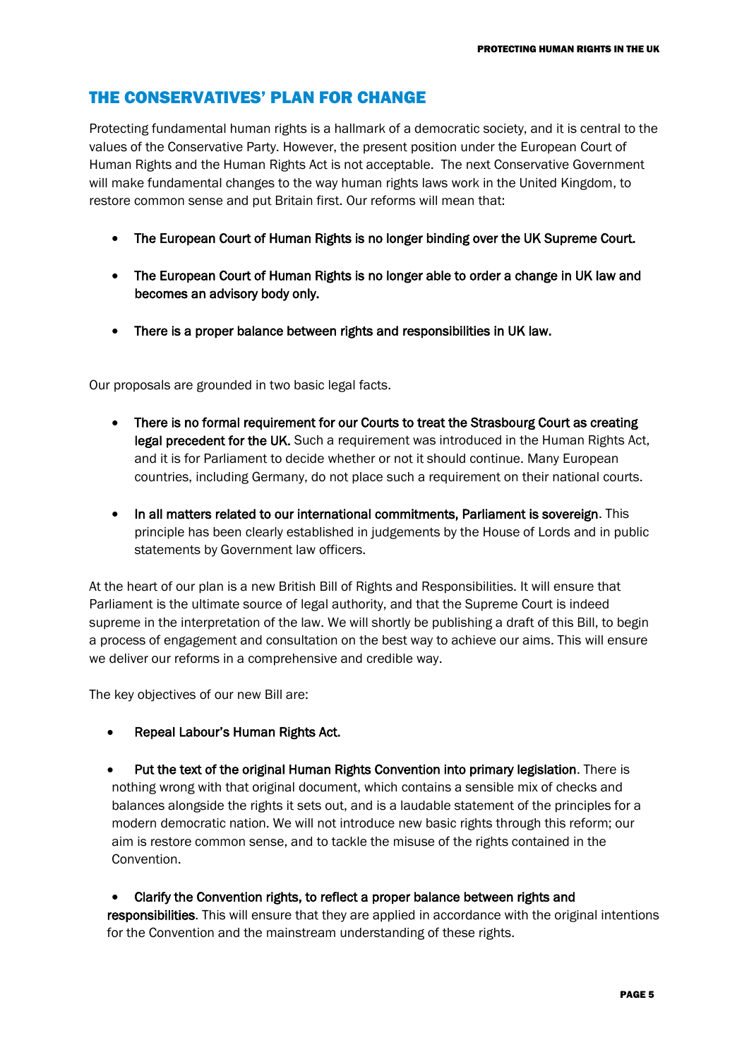## THE CONSERVATIVES' PLAN FOR CHANGE

Protecting fundamental human rights is a hallmark of a democratic society, and it is central to the values of the Conservative Party. However, the present position under the European Court of Human Rights and the Human Rights Act is not acceptable. The next Conservative Government will make fundamental changes to the way human rights laws work in the United Kingdom, to restore common sense and put Britain first. Our reforms will mean that:

- **The European Court of Human Rights is no longer binding over the UK Supreme Court.**
- **The European Court of Human Rights is no longer able to order a change in UK law and becomes an advisory body only.**
- **There is a proper balance between rights and responsibilities in UK law.**

Our proposals are grounded in two basic legal facts.

- **There is no formal requirement for our Courts to treat the Strasbourg Court as creating legal precedent for the UK.** Such a requirement was introduced in the Human Rights Act, and it is for Parliament to decide whether or not it should continue. Many European countries, including Germany, do not place such a requirement on their national courts.
- **In all matters related to our international commitments, Parliament is sovereign**. This principle has been clearly established in judgements by the House of Lords and in public statements by Government law officers.

At the heart of our plan is a new British Bill of Rights and Responsibilities. It will ensure that Parliament is the ultimate source of legal authority, and that the Supreme Court is indeed supreme in the interpretation of the law. We will shortly be publishing a draft of this Bill, to begin a process of engagement and consultation on the best way to achieve our aims. This will ensure we deliver our reforms in a comprehensive and credible way.

The key objectives of our new Bill are:

- **Repeal Labour's Human Rights Act.**
- **Put the text of the original Human Rights Convention into primary legislation**. There is nothing wrong with that original document, which contains a sensible mix of checks and balances alongside the rights it sets out, and is a laudable statement of the principles for a modern democratic nation. We will not introduce new basic rights through this reform; our aim is restore common sense, and to tackle the misuse of the rights contained in the Convention.
- **Clarify the Convention rights, to reflect a proper balance between rights and responsibilities**. This will ensure that they are applied in accordance with the original intentions for the Convention and the mainstream understanding of these rights.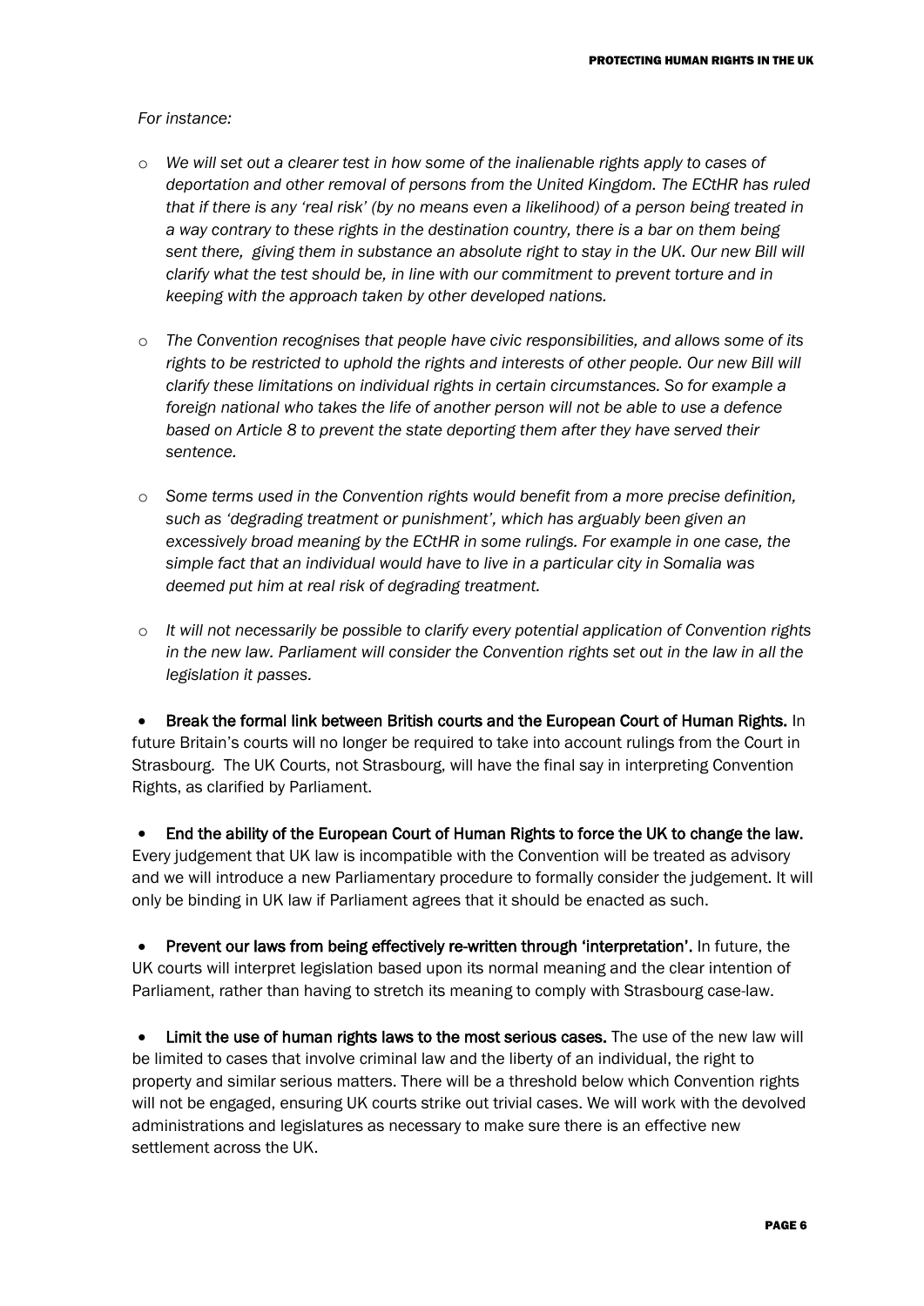*For instance:*

- *We will set out a clearer test in how some of the inalienable rights apply to cases of deportation and other removal of persons from the United Kingdom. The ECtHR has ruled that if there is any 'real risk' (by no means even a likelihood) of a person being treated in a way contrary to these rights in the destination country, there is a bar on them being sent there, giving them in substance an absolute right to stay in the UK. Our new Bill will clarify what the test should be, in line with our commitment to prevent torture and in keeping with the approach taken by other developed nations.*

- *The Convention recognises that people have civic responsibilities, and allows some of its rights to be restricted to uphold the rights and interests of other people. Our new Bill will clarify these limitations on individual rights in certain circumstances. So for example a foreign national who takes the life of another person will not be able to use a defence based on Article 8 to prevent the state deporting them after they have served their sentence.*

- *Some terms used in the Convention rights would benefit from a more precise definition, such as 'degrading treatment or punishment', which has arguably been given an excessively broad meaning by the ECtHR in some rulings. For example in one case, the simple fact that an individual would have to live in a particular city in Somalia was deemed put him at real risk of degrading treatment.*

- *It will not necessarily be possible to clarify every potential application of Convention rights in the new law. Parliament will consider the Convention rights set out in the law in all the legislation it passes.*

- **Break the formal link between British courts and the European Court of Human Rights.** In future Britain's courts will no longer be required to take into account rulings from the Court in Strasbourg. The UK Courts, not Strasbourg, will have the final say in interpreting Convention Rights, as clarified by Parliament.

- **End the ability of the European Court of Human Rights to force the UK to change the law.** Every judgement that UK law is incompatible with the Convention will be treated as advisory and we will introduce a new Parliamentary procedure to formally consider the judgement. It will only be binding in UK law if Parliament agrees that it should be enacted as such.

- **Prevent our laws from being effectively re-written through 'interpretation'.** In future, the UK courts will interpret legislation based upon its normal meaning and the clear intention of Parliament, rather than having to stretch its meaning to comply with Strasbourg case-law.

- **Limit the use of human rights laws to the most serious cases.** The use of the new law will be limited to cases that involve criminal law and the liberty of an individual, the right to property and similar serious matters. There will be a threshold below which Convention rights will not be engaged, ensuring UK courts strike out trivial cases. We will work with the devolved administrations and legislatures as necessary to make sure there is an effective new settlement across the UK.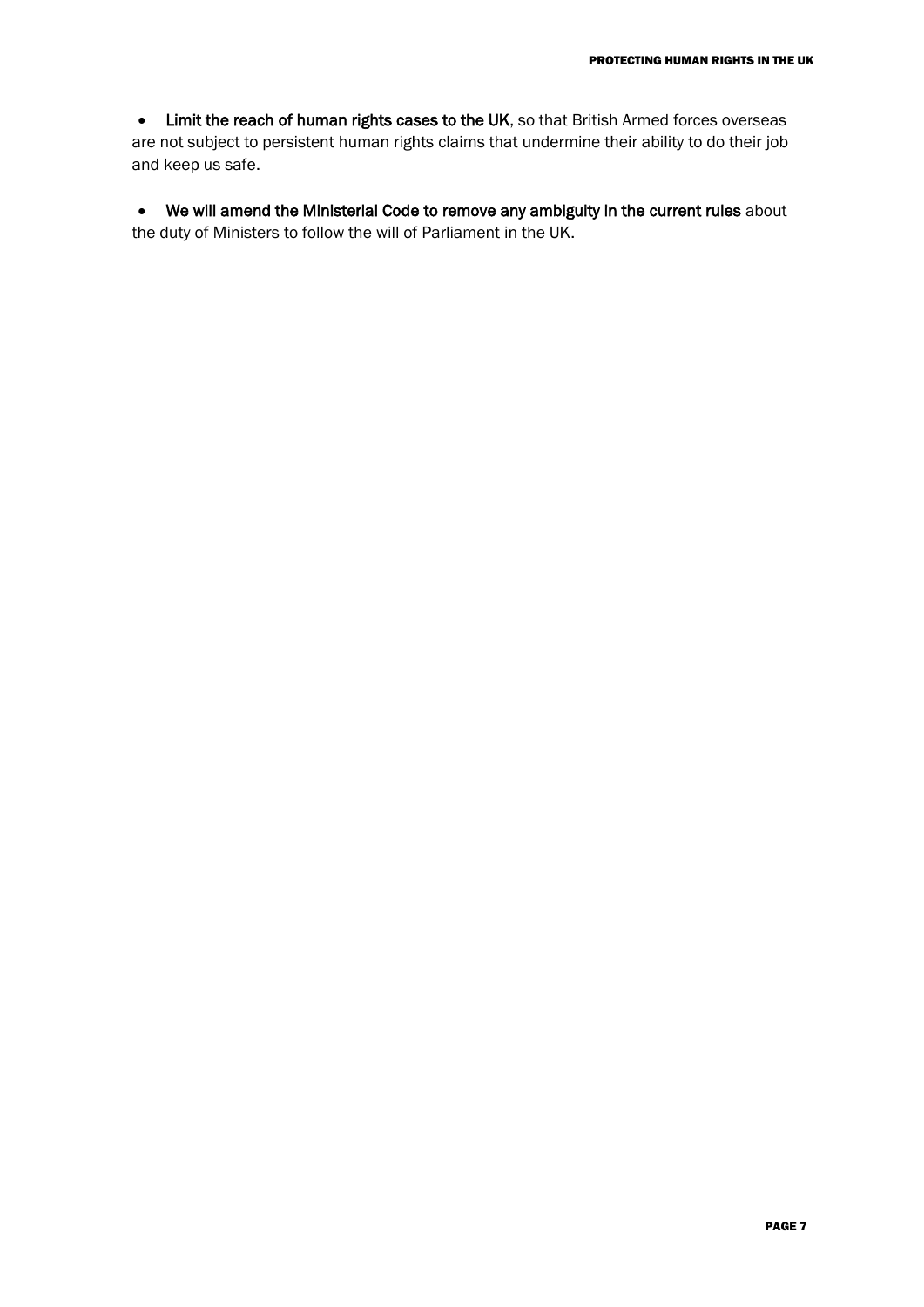- **Limit the reach of human rights cases to the UK**, so that British Armed forces overseas are not subject to persistent human rights claims that undermine their ability to do their job and keep us safe.

- **We will amend the Ministerial Code to remove any ambiguity in the current rules** about the duty of Ministers to follow the will of Parliament in the UK.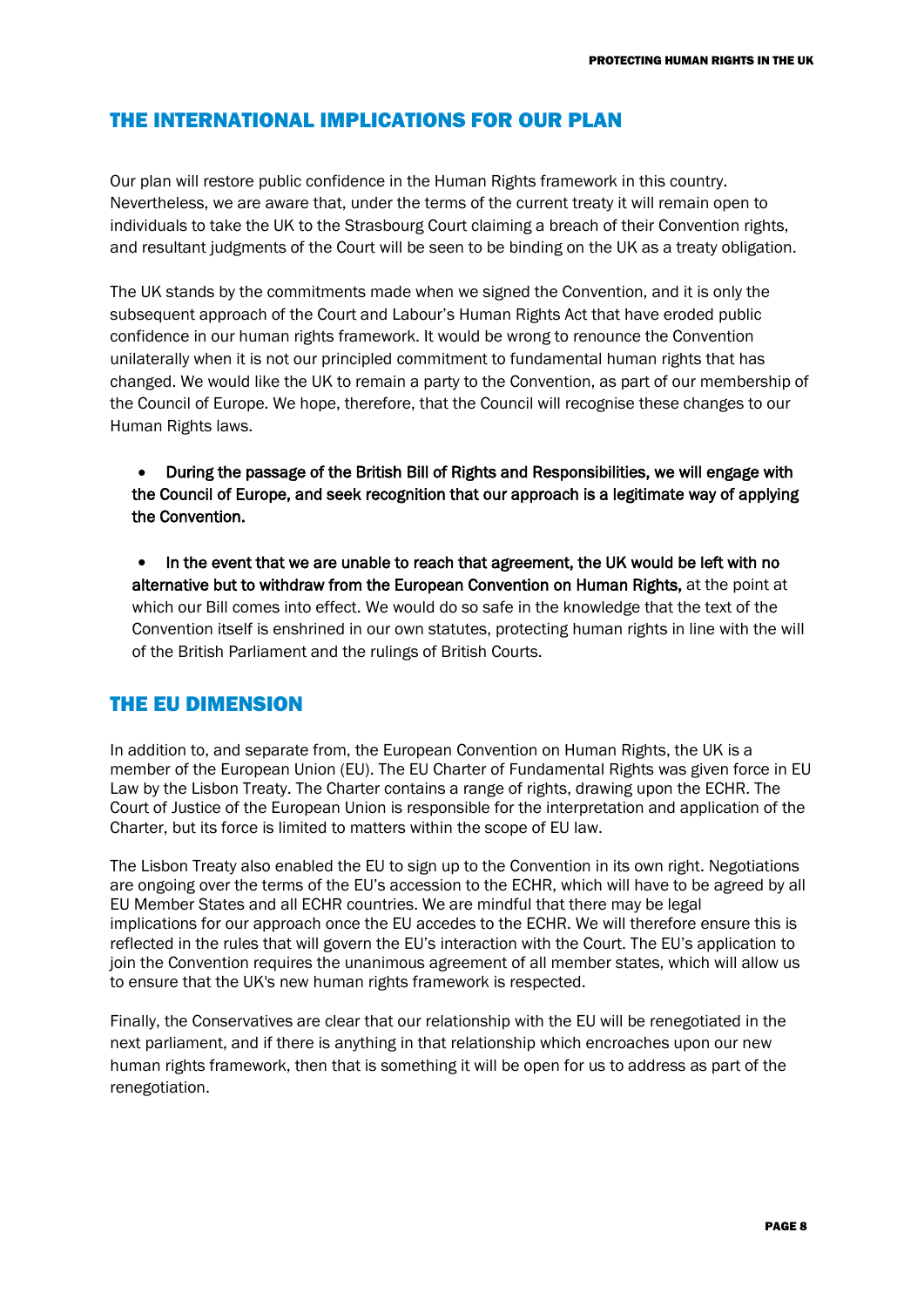## THE INTERNATIONAL IMPLICATIONS FOR OUR PLAN

Our plan will restore public confidence in the Human Rights framework in this country. Nevertheless, we are aware that, under the terms of the current treaty it will remain open to individuals to take the UK to the Strasbourg Court claiming a breach of their Convention rights, and resultant judgments of the Court will be seen to be binding on the UK as a treaty obligation.

The UK stands by the commitments made when we signed the Convention, and it is only the subsequent approach of the Court and Labour's Human Rights Act that have eroded public confidence in our human rights framework. It would be wrong to renounce the Convention unilaterally when it is not our principled commitment to fundamental human rights that has changed. We would like the UK to remain a party to the Convention, as part of our membership of the Council of Europe. We hope, therefore, that the Council will recognise these changes to our Human Rights laws.

- **During the passage of the British Bill of Rights and Responsibilities, we will engage with the Council of Europe, and seek recognition that our approach is a legitimate way of applying the Convention.**

- **In the event that we are unable to reach that agreement, the UK would be left with no alternative but to withdraw from the European Convention on Human Rights,** at the point at which our Bill comes into effect. We would do so safe in the knowledge that the text of the Convention itself is enshrined in our own statutes, protecting human rights in line with the will of the British Parliament and the rulings of British Courts.

## THE EU DIMENSION

In addition to, and separate from, the European Convention on Human Rights, the UK is a member of the European Union (EU). The EU Charter of Fundamental Rights was given force in EU Law by the Lisbon Treaty. The Charter contains a range of rights, drawing upon the ECHR. The Court of Justice of the European Union is responsible for the interpretation and application of the Charter, but its force is limited to matters within the scope of EU law.

The Lisbon Treaty also enabled the EU to sign up to the Convention in its own right. Negotiations are ongoing over the terms of the EU's accession to the ECHR, which will have to be agreed by all EU Member States and all ECHR countries. We are mindful that there may be legal implications for our approach once the EU accedes to the ECHR. We will therefore ensure this is reflected in the rules that will govern the EU's interaction with the Court. The EU's application to join the Convention requires the unanimous agreement of all member states, which will allow us to ensure that the UK's new human rights framework is respected.

Finally, the Conservatives are clear that our relationship with the EU will be renegotiated in the next parliament, and if there is anything in that relationship which encroaches upon our new human rights framework, then that is something it will be open for us to address as part of the renegotiation.